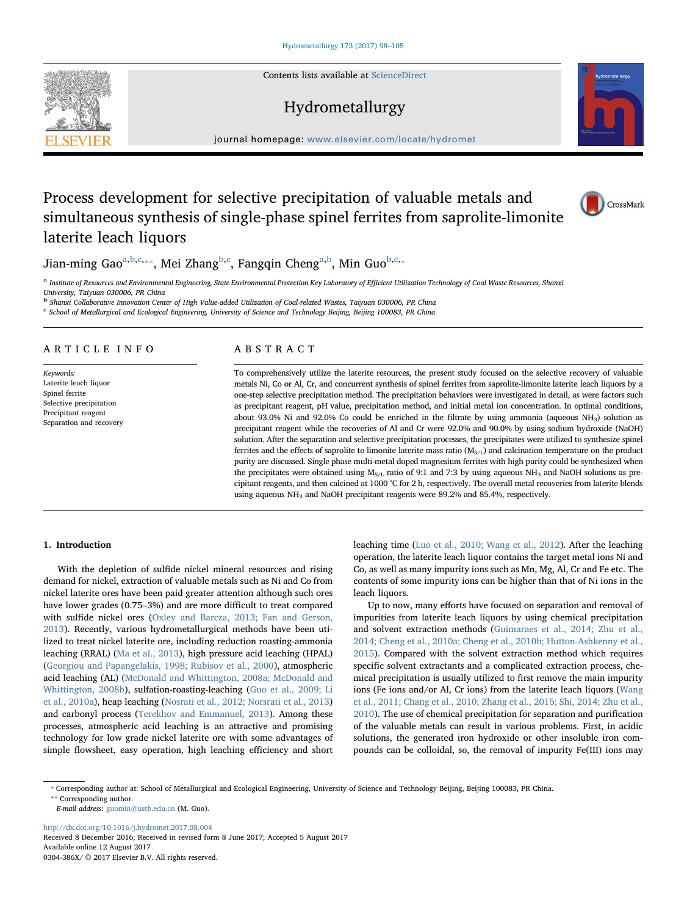# Process development for selective precipitation of valuable metals and simultaneous synthesis of single-phase spinel ferrites from saprolite-limonite laterite leach liquors

Jian-ming Gao[a,b,c,**], Mei Zhang[b,c], Fangqin Cheng[a,b], Min Guo[b,c,*]

[a] Institute of Resources and Environmental Engineering, State Environmental Protection Key Laboratory of Efficient Utilization Technology of Coal Waste Resources, Shanxi University, Taiyuan 030006, PR China

[b] Shanxi Collaborative Innovation Center of High Value-added Utilization of Coal-related Wastes, Taiyuan 030006, PR China

[c] School of Metallurgical and Ecological Engineering, University of Science and Technology Beijing, Beijing 100083, PR China

## ARTICLE INFO

*Keywords:*
Laterite leach liquor
Spinel ferrite
Selective precipitation
Precipitant reagent
Separation and recovery

## ABSTRACT

To comprehensively utilize the laterite resources, the present study focused on the selective recovery of valuable metals Ni, Co or Al, Cr, and concurrent synthesis of spinel ferrites from saprolite-limonite laterite leach liquors by a one-step selective precipitation method. The precipitation behaviors were investigated in detail, as were factors such as precipitant reagent, pH value, precipitation method, and initial metal ion concentration. In optimal conditions, about 93.0% Ni and 92.0% Co could be enriched in the filtrate by using ammonia (aqueous $NH_3$) solution as precipitant reagent while the recoveries of Al and Cr were 92.0% and 90.0% by using sodium hydroxide (NaOH) solution. After the separation and selective precipitation processes, the precipitates were utilized to synthesize spinel ferrites and the effects of saprolite to limonite laterite mass ratio ($M_{S/L}$) and calcination temperature on the product purity are discussed. Single phase multi-metal doped magnesium ferrites with high purity could be synthesized when the precipitates were obtained using $M_{S/L}$ ratio of 9:1 and 7:3 by using aqueous $NH_3$ and NaOH solutions as precipitant reagents, and then calcined at 1000 °C for 2 h, respectively. The overall metal recoveries from laterite blends using aqueous $NH_3$ and NaOH precipitant reagents were 89.2% and 85.4%, respectively.

## 1. Introduction

With the depletion of sulfide nickel mineral resources and rising demand for nickel, extraction of valuable metals such as Ni and Co from nickel laterite ores have been paid greater attention although such ores have lower grades (0.75–3%) and are more difficult to treat compared with sulfide nickel ores (Oxley and Barcza, 2013; Fan and Gerson, 2013). Recently, various hydrometallurgical methods have been utilized to treat nickel laterite ore, including reduction roasting-ammonia leaching (RRAL) (Ma et al., 2013), high pressure acid leaching (HPAL) (Georgiou and Papangelakis, 1998; Rubisov et al., 2000), atmospheric acid leaching (AL) (McDonald and Whittington, 2008a; McDonald and Whittington, 2008b), sulfation-roasting-leaching (Guo et al., 2009; Li et al., 2010a), heap leaching (Nosrati et al., 2012; Norsrati et al., 2013) and carbonyl process (Terekhov and Emmanuel, 2013). Among these processes, atmospheric acid leaching is an attractive and promising technology for low grade nickel laterite ore with some advantages of simple flowsheet, easy operation, high leaching efficiency and short leaching time (Luo et al., 2010; Wang et al., 2012). After the leaching operation, the laterite leach liquor contains the target metal ions Ni and Co, as well as many impurity ions such as Mn, Mg, Al, Cr and Fe etc. The contents of some impurity ions can be higher than that of Ni ions in the leach liquors.

Up to now, many efforts have focused on separation and removal of impurities from laterite leach liquors by using chemical precipitation and solvent extraction methods (Guimaraes et al., 2014; Zhu et al., 2014; Cheng et al., 2010a; Cheng et al., 2010b; Hutton-Ashkenny et al., 2015). Compared with the solvent extraction method which requires specific solvent extractants and a complicated extraction process, chemical precipitation is usually utilized to first remove the main impurity ions (Fe ions and/or Al, Cr ions) from the laterite leach liquors (Wang et al., 2011; Chang et al., 2010; Zhang et al., 2015; Shi, 2014; Zhu et al., 2010). The use of chemical precipitation for separation and purification of the valuable metals can result in various problems. First, in acidic solutions, the generated iron hydroxide or other insoluble iron compounds can be colloidal, so, the removal of impurity Fe(III) ions may

---

* Corresponding author at: School of Metallurgical and Ecological Engineering, University of Science and Technology Beijing, Beijing 100083, PR China.
** Corresponding author.
*E-mail address:* guomin@ustb.edu.cn (M. Guo).

http://dx.doi.org/10.1016/j.hydromet.2017.08.004
Received 8 December 2016; Received in revised form 8 June 2017; Accepted 5 August 2017
Available online 12 August 2017
0304-386X/ © 2017 Elsevier B.V. All rights reserved.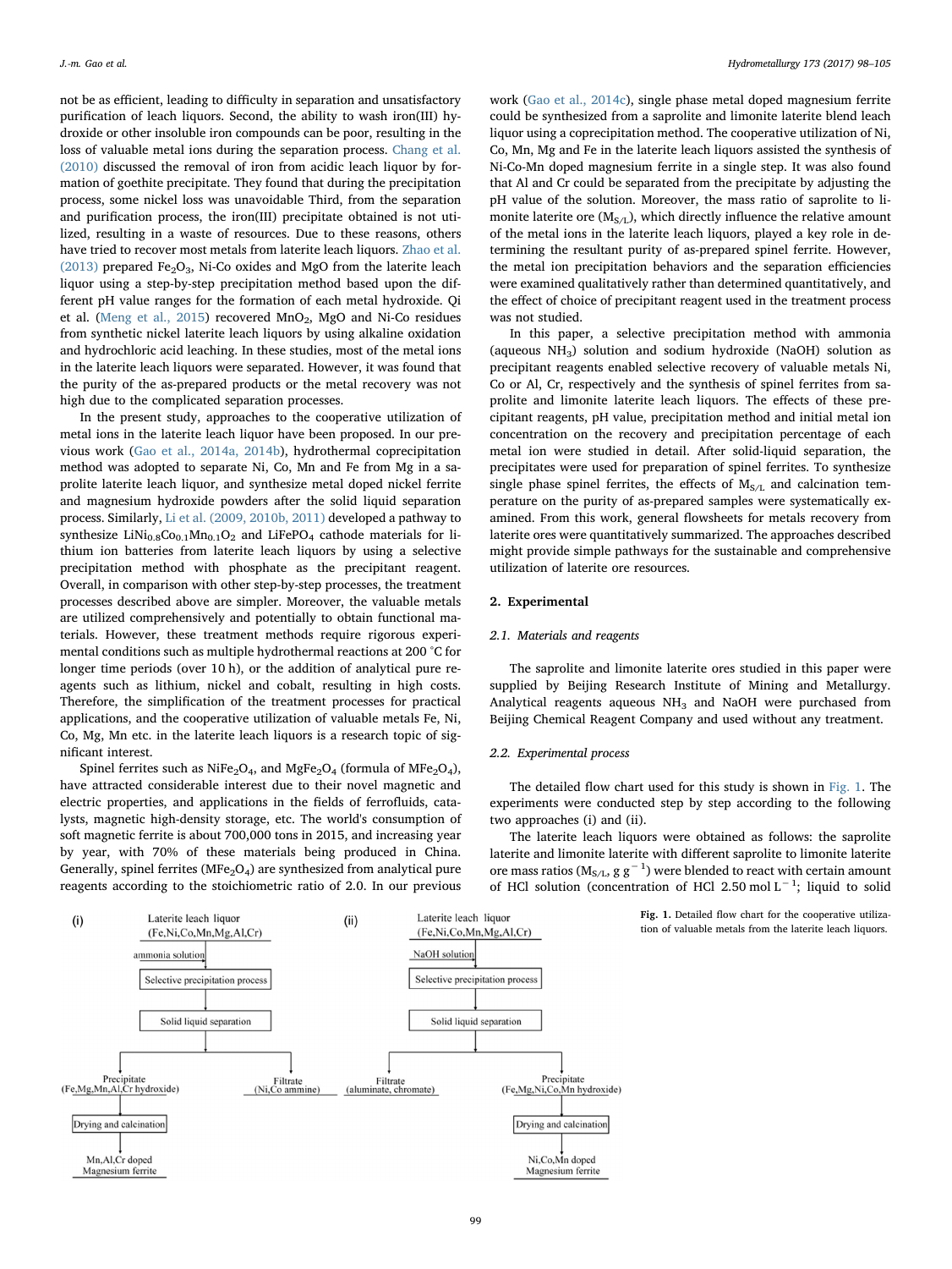not be as efficient, leading to difficulty in separation and unsatisfactory purification of leach liquors. Second, the ability to wash iron(III) hydroxide or other insoluble iron compounds can be poor, resulting in the loss of valuable metal ions during the separation process. Chang et al. (2010) discussed the removal of iron from acidic leach liquor by formation of goethite precipitate. They found that during the precipitation process, some nickel loss was unavoidable Third, from the separation and purification process, the iron(III) precipitate obtained is not utilized, resulting in a waste of resources. Due to these reasons, others have tried to recover most metals from laterite leach liquors. Zhao et al. (2013) prepared $Fe_2O_3$, Ni-Co oxides and MgO from the laterite leach liquor using a step-by-step precipitation method based upon the different pH value ranges for the formation of each metal hydroxide. Qi et al. (Meng et al., 2015) recovered $MnO_2$, MgO and Ni-Co residues from synthetic nickel laterite leach liquors by using alkaline oxidation and hydrochloric acid leaching. In these studies, most of the metal ions in the laterite leach liquors were separated. However, it was found that the purity of the as-prepared products or the metal recovery was not high due to the complicated separation processes.

In the present study, approaches to the cooperative utilization of metal ions in the laterite leach liquor have been proposed. In our previous work (Gao et al., 2014a, 2014b), hydrothermal coprecipitation method was adopted to separate Ni, Co, Mn and Fe from Mg in a saprolite laterite leach liquor, and synthesize metal doped nickel ferrite and magnesium hydroxide powders after the solid liquid separation process. Similarly, Li et al. (2009, 2010b, 2011) developed a pathway to synthesize $LiNi_{0.8}Co_{0.1}Mn_{0.1}O_2$ and $LiFePO_4$ cathode materials for lithium ion batteries from laterite leach liquors by using a selective precipitation method with phosphate as the precipitant reagent. Overall, in comparison with other step-by-step processes, the treatment processes described above are simpler. Moreover, the valuable metals are utilized comprehensively and potentially to obtain functional materials. However, these treatment methods require rigorous experimental conditions such as multiple hydrothermal reactions at 200 °C for longer time periods (over 10 h), or the addition of analytical pure reagents such as lithium, nickel and cobalt, resulting in high costs. Therefore, the simplification of the treatment processes for practical applications, and the cooperative utilization of valuable metals Fe, Ni, Co, Mg, Mn etc. in the laterite leach liquors is a research topic of significant interest.

Spinel ferrites such as $NiFe_2O_4$, and $MgFe_2O_4$ (formula of $MFe_2O_4$), have attracted considerable interest due to their novel magnetic and electric properties, and applications in the fields of ferrofluids, catalysts, magnetic high-density storage, etc. The world's consumption of soft magnetic ferrite is about 700,000 tons in 2015, and increasing year by year, with 70% of these materials being produced in China. Generally, spinel ferrites ($MFe_2O_4$) are synthesized from analytical pure reagents according to the stoichiometric ratio of 2.0. In our previous work (Gao et al., 2014c), single phase metal doped magnesium ferrite could be synthesized from a saprolite and limonite laterite blend leach liquor using a coprecipitation method. The cooperative utilization of Ni, Co, Mn, Mg and Fe in the laterite leach liquors assisted the synthesis of Ni-Co-Mn doped magnesium ferrite in a single step. It was also found that Al and Cr could be separated from the precipitate by adjusting the pH value of the solution. Moreover, the mass ratio of saprolite to limonite laterite ore ($M_{S/L}$), which directly influence the relative amount of the metal ions in the laterite leach liquors, played a key role in determining the resultant purity of as-prepared spinel ferrite. However, the metal ion precipitation behaviors and the separation efficiencies were examined qualitatively rather than determined quantitatively, and the effect of choice of precipitant reagent used in the treatment process was not studied.

In this paper, a selective precipitation method with ammonia (aqueous $NH_3$) solution and sodium hydroxide (NaOH) solution as precipitant reagents enabled selective recovery of valuable metals Ni, Co or Al, Cr, respectively and the synthesis of spinel ferrites from saprolite and limonite laterite leach liquors. The effects of these precipitant reagents, pH value, precipitation method and initial metal ion concentration on the recovery and precipitation percentage of each metal ion were studied in detail. After solid-liquid separation, the precipitates were used for preparation of spinel ferrites. To synthesize single phase spinel ferrites, the effects of $M_{S/L}$ and calcination temperature on the purity of as-prepared samples were systematically examined. From this work, general flowsheets for metals recovery from laterite ores were quantitatively summarized. The approaches described might provide simple pathways for the sustainable and comprehensive utilization of laterite ore resources.

## 2. Experimental

### 2.1. Materials and reagents

The saprolite and limonite laterite ores studied in this paper were supplied by Beijing Research Institute of Mining and Metallurgy. Analytical reagents aqueous $NH_3$ and NaOH were purchased from Beijing Chemical Reagent Company and used without any treatment.

### 2.2. Experimental process

The detailed flow chart used for this study is shown in Fig. 1. The experiments were conducted step by step according to the following two approaches (i) and (ii).

The laterite leach liquors were obtained as follows: the saprolite laterite and limonite laterite with different saprolite to limonite laterite ore mass ratios ($M_{S/L}$, g $g^{-1}$) were blended to react with certain amount of HCl solution (concentration of HCl 2.50 mol $L^{-1}$; liquid to solid

(i)
Laterite leach liquor (Fe,Ni,Co,Mn,Mg,Al,Cr) → ammonia solution → Selective precipitation process → Solid liquid separation → Precipitate (Fe,Mg,Mn,Al,Cr hydroxide) → Drying and calcination → Mn,Al,Cr doped Magnesium ferrite; Filtrate (Ni,Co ammine)

(ii)
Laterite leach liquor (Fe,Ni,Co,Mn,Mg,Al,Cr) → NaOH solution → Selective precipitation process → Solid liquid separation → Filtrate (aluminate, chromate); Precipitate (Fe,Mg,Ni,Co,Mn hydroxide) → Drying and calcination → Ni,Co,Mn doped Magnesium ferrite

Fig. 1. Detailed flow chart for the cooperative utilization of valuable metals from the laterite leach liquors.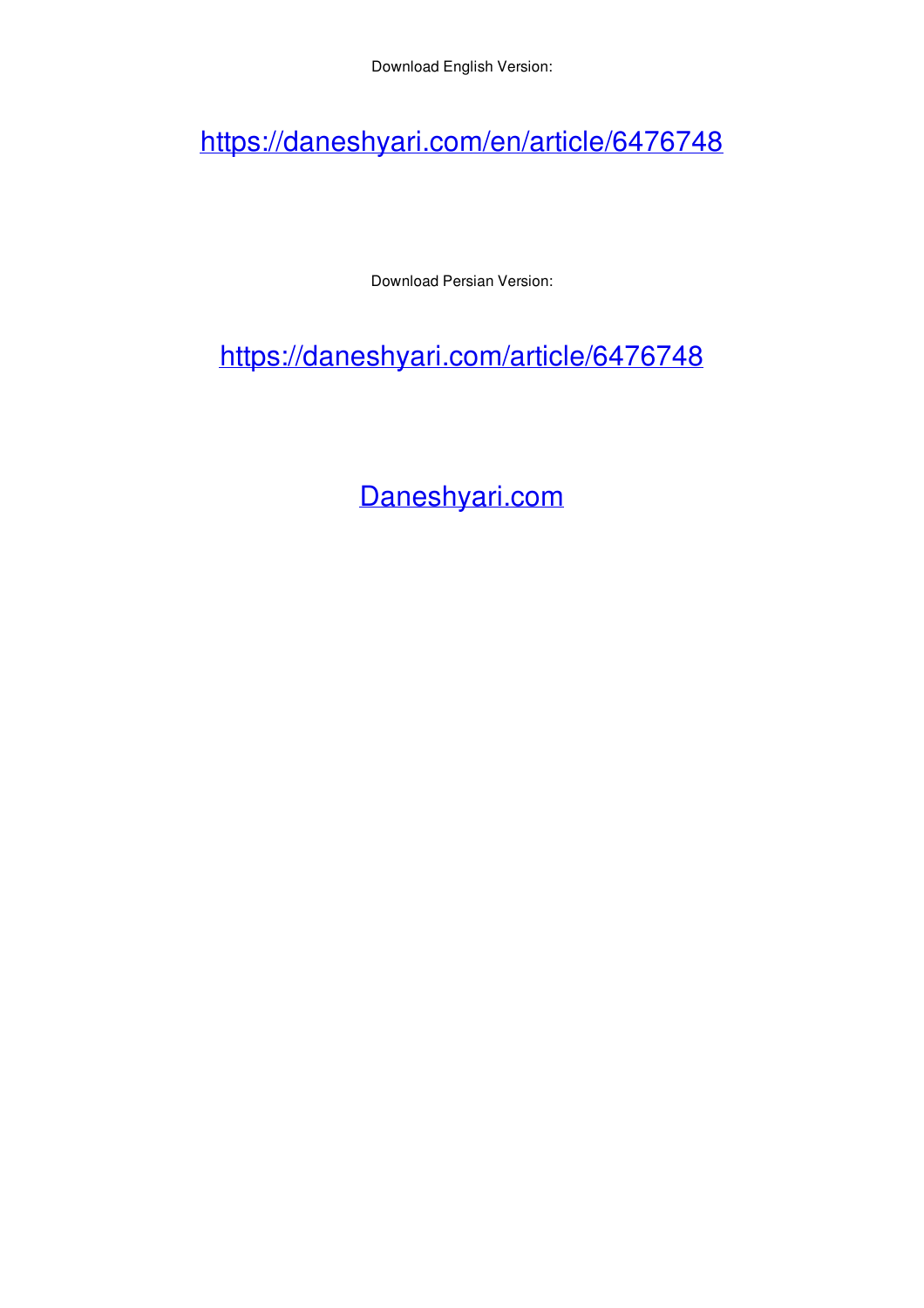Download English Version:

https://daneshyari.com/en/article/6476748

Download Persian Version:

https://daneshyari.com/article/6476748

Daneshyari.com